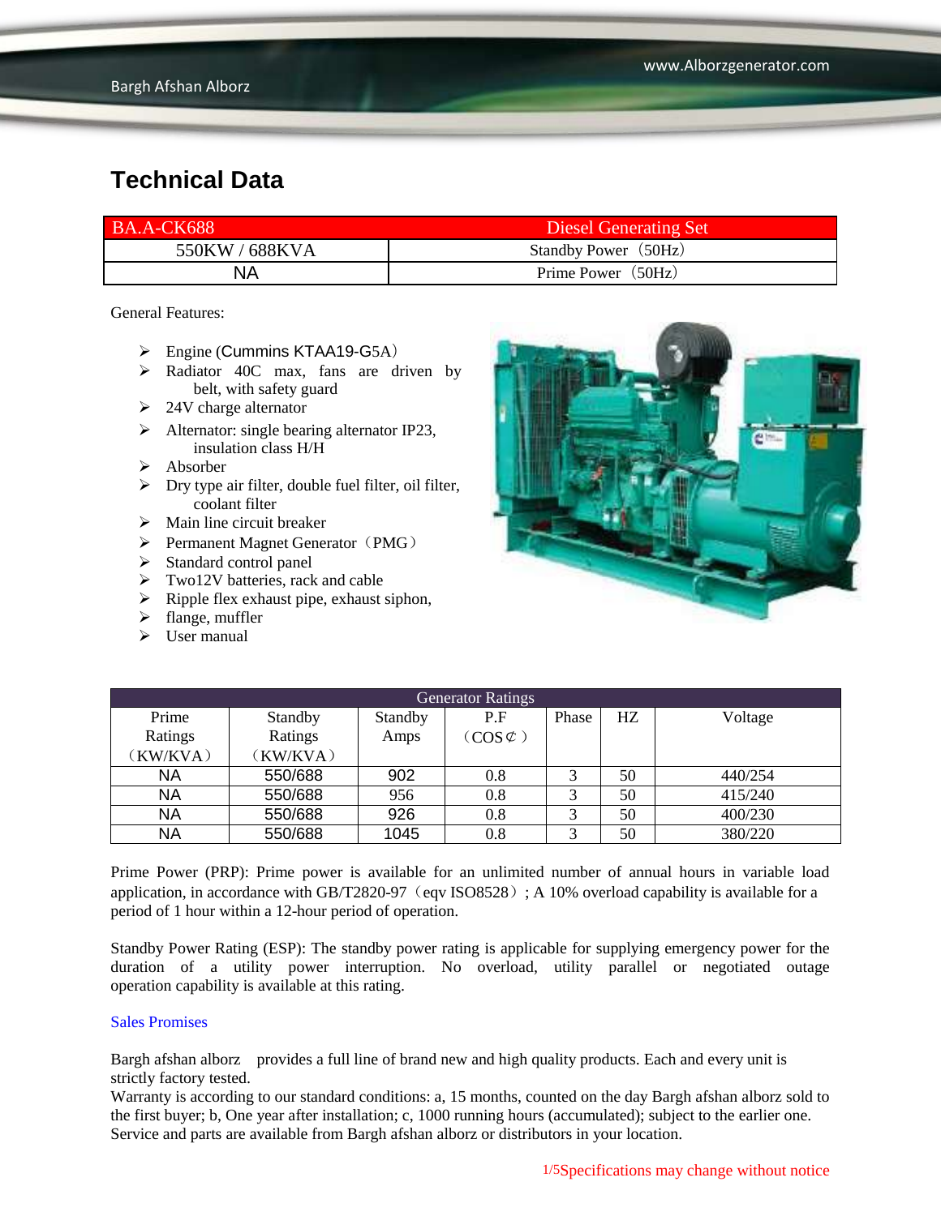# Technical Data

| BA.A-CK688 | Diesel Generating Set |
|---|---|
| 550KW / 688KVA | Standby Power（50Hz） |
| NA | Prime Power（50Hz） |

General Features:

- Engine (Cummins KTAA19-G5A）
- Radiator 40C max, fans are driven by belt, with safety guard
- 24V charge alternator
- Alternator: single bearing alternator IP23, insulation class H/H
- Absorber
- Dry type air filter, double fuel filter, oil filter, coolant filter
- Main line circuit breaker
- Permanent Magnet Generator（PMG）
- Standard control panel
- Two12V batteries, rack and cable
- Ripple flex exhaust pipe, exhaust siphon,
- flange, muffler
- User manual

| Generator Ratings | | | | | | |
|---|---|---|---|---|---|---|
| Prime Ratings（KW/KVA） | Standby Ratings（KW/KVA） | Standby Amps | P.F（COS￠） | Phase | HZ | Voltage |
| NA | 550/688 | 902 | 0.8 | 3 | 50 | 440/254 |
| NA | 550/688 | 956 | 0.8 | 3 | 50 | 415/240 |
| NA | 550/688 | 926 | 0.8 | 3 | 50 | 400/230 |
| NA | 550/688 | 1045 | 0.8 | 3 | 50 | 380/220 |

Prime Power (PRP): Prime power is available for an unlimited number of annual hours in variable load application, in accordance with GB/T2820-97（eqv ISO8528）; A 10% overload capability is available for a period of 1 hour within a 12-hour period of operation.

Standby Power Rating (ESP): The standby power rating is applicable for supplying emergency power for the duration of a utility power interruption. No overload, utility parallel or negotiated outage operation capability is available at this rating.

Sales Promises

Bargh afshan alborz provides a full line of brand new and high quality products. Each and every unit is strictly factory tested.
Warranty is according to our standard conditions: a, 15 months, counted on the day Bargh afshan alborz sold to the first buyer; b, One year after installation; c, 1000 running hours (accumulated); subject to the earlier one.
Service and parts are available from Bargh afshan alborz or distributors in your location.

Specifications may change without notice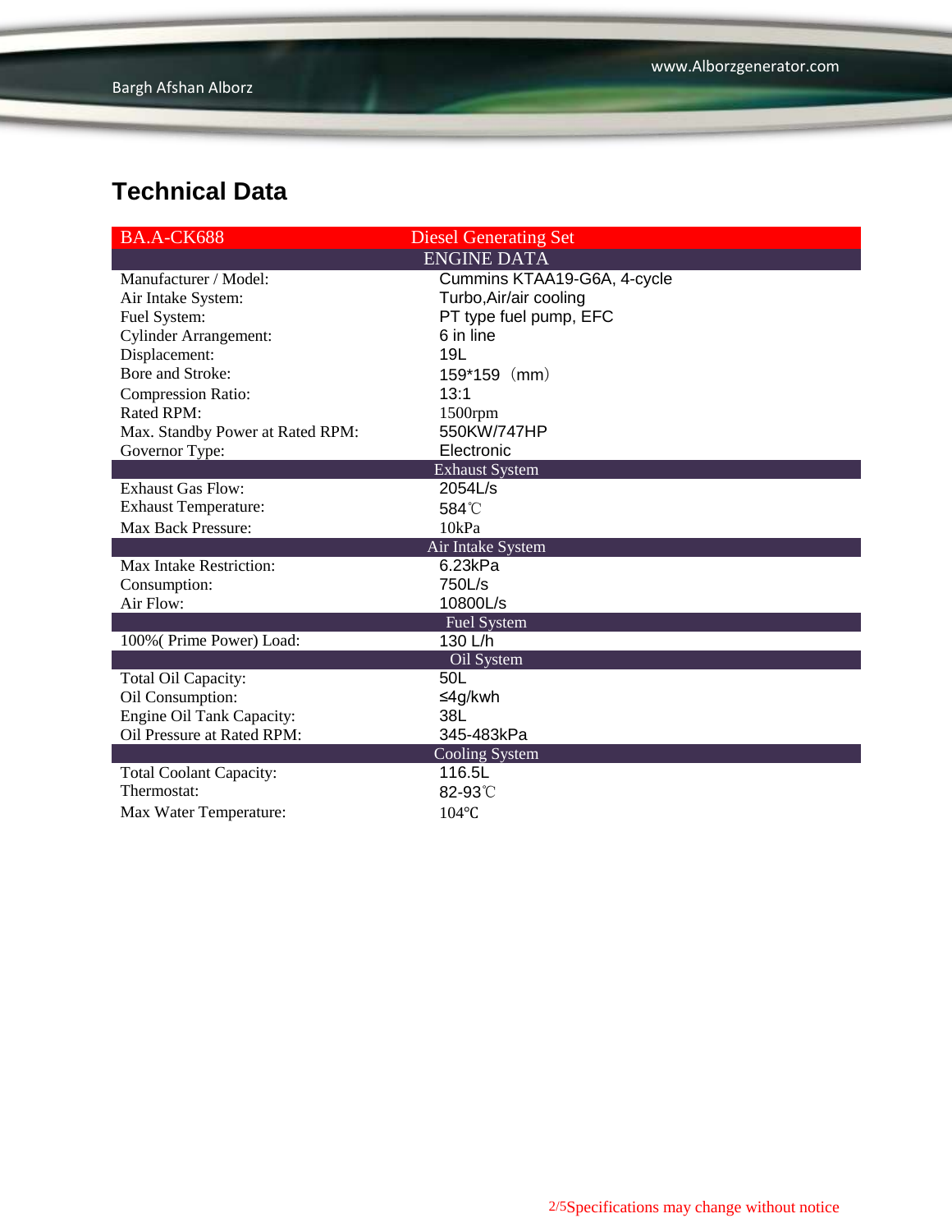## Technical Data

| BA.A-CK688 | Diesel Generating Set |
|---|---|
| **ENGINE DATA** | |
| Manufacturer / Model: | Cummins KTAA19-G6A, 4-cycle |
| Air Intake System: | Turbo,Air/air cooling |
| Fuel System: | PT type fuel pump, EFC |
| Cylinder Arrangement: | 6 in line |
| Displacement: | 19L |
| Bore and Stroke: | 159*159（mm） |
| Compression Ratio: | 13:1 |
| Rated RPM: | 1500rpm |
| Max. Standby Power at Rated RPM: | 550KW/747HP |
| Governor Type: | Electronic |
| **Exhaust System** | |
| Exhaust Gas Flow: | 2054L/s |
| Exhaust Temperature: | 584℃ |
| Max Back Pressure: | 10kPa |
| **Air Intake System** | |
| Max Intake Restriction: | 6.23kPa |
| Consumption: | 750L/s |
| Air Flow: | 10800L/s |
| **Fuel System** | |
| 100%( Prime Power) Load: | 130 L/h |
| **Oil System** | |
| Total Oil Capacity: | 50L |
| Oil Consumption: | ≤4g/kwh |
| Engine Oil Tank Capacity: | 38L |
| Oil Pressure at Rated RPM: | 345-483kPa |
| **Cooling System** | |
| Total Coolant Capacity: | 116.5L |
| Thermostat: | 82-93℃ |
| Max Water Temperature: | 104℃ |

Specifications may change without notice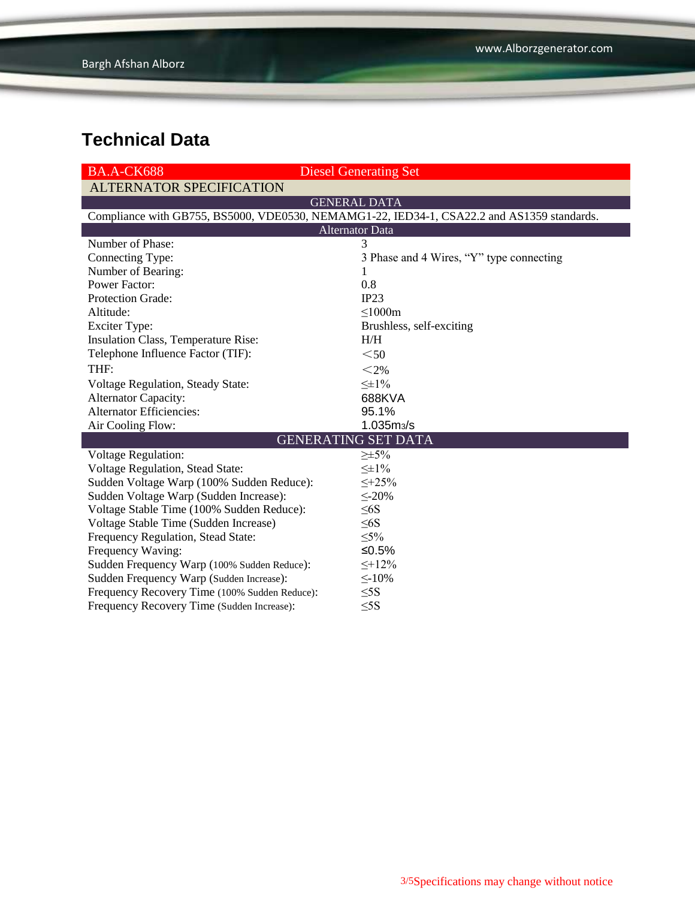## Technical Data

| BA.A-CK688 | Diesel Generating Set |
|---|---|
| **ALTERNATOR SPECIFICATION** | |
| **GENERAL DATA** | |
| Compliance with GB755, BS5000, VDE0530, NEMAMG1-22, IED34-1, CSA22.2 and AS1359 standards. | |
| **Alternator Data** | |
| Number of Phase: | 3 |
| Connecting Type: | 3 Phase and 4 Wires, “Y” type connecting |
| Number of Bearing: | 1 |
| Power Factor: | 0.8 |
| Protection Grade: | IP23 |
| Altitude: | ≤1000m |
| Exciter Type: | Brushless, self-exciting |
| Insulation Class, Temperature Rise: | H/H |
| Telephone Influence Factor (TIF): | <50 |
| THF: | <2% |
| Voltage Regulation, Steady State: | ≤±1% |
| Alternator Capacity: | 688KVA |
| Alternator Efficiencies: | 95.1% |
| Air Cooling Flow: | 1.035$m^3$/s |
| **GENERATING SET DATA** | |
| Voltage Regulation: | ≥±5% |
| Voltage Regulation, Stead State: | ≤±1% |
| Sudden Voltage Warp (100% Sudden Reduce): | ≤+25% |
| Sudden Voltage Warp (Sudden Increase): | ≤-20% |
| Voltage Stable Time (100% Sudden Reduce): | ≤6S |
| Voltage Stable Time (Sudden Increase) | ≤6S |
| Frequency Regulation, Stead State: | ≤5% |
| Frequency Waving: | ≤0.5% |
| Sudden Frequency Warp (100% Sudden Reduce): | ≤+12% |
| Sudden Frequency Warp (Sudden Increase): | ≤-10% |
| Frequency Recovery Time (100% Sudden Reduce): | ≤5S |
| Frequency Recovery Time (Sudden Increase): | ≤5S |

Specifications may change without notice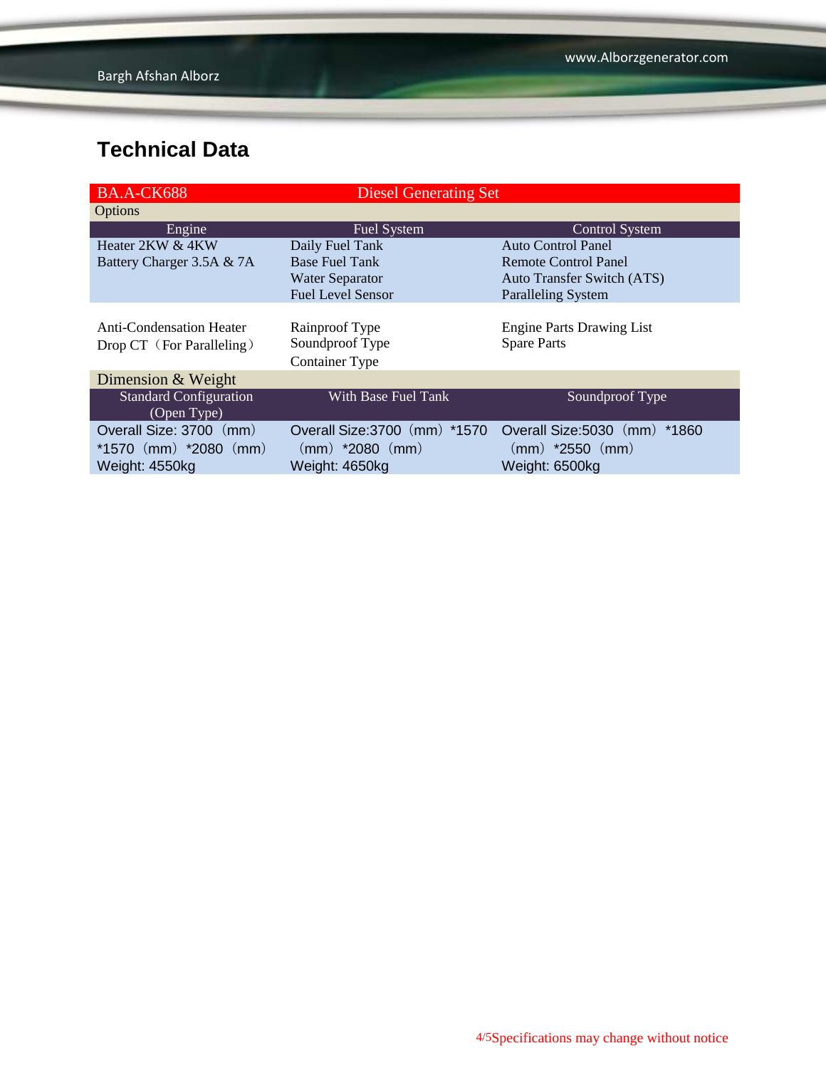## Technical Data

| BA.A-CK688 | Diesel Generating Set | |
|---|---|---|
| Options | | |
| Engine | Fuel System | Control System |
| Heater 2KW & 4KW<br>Battery Charger 3.5A & 7A | Daily Fuel Tank<br>Base Fuel Tank<br>Water Separator<br>Fuel Level Sensor | Auto Control Panel<br>Remote Control Panel<br>Auto Transfer Switch (ATS)<br>Paralleling System |
| Anti-Condensation Heater<br>Drop CT（For Paralleling） | Rainproof Type<br>Soundproof Type<br>Container Type | Engine Parts Drawing List<br>Spare Parts |
| Dimension & Weight | | |
| Standard Configuration (Open Type) | With Base Fuel Tank | Soundproof Type |
| Overall Size: 3700（mm）*1570（mm）*2080（mm）<br>Weight: 4550kg | Overall Size:3700（mm）*1570（mm）*2080（mm）<br>Weight: 4650kg | Overall Size:5030（mm）*1860（mm）*2550（mm）<br>Weight: 6500kg |

Specifications may change without notice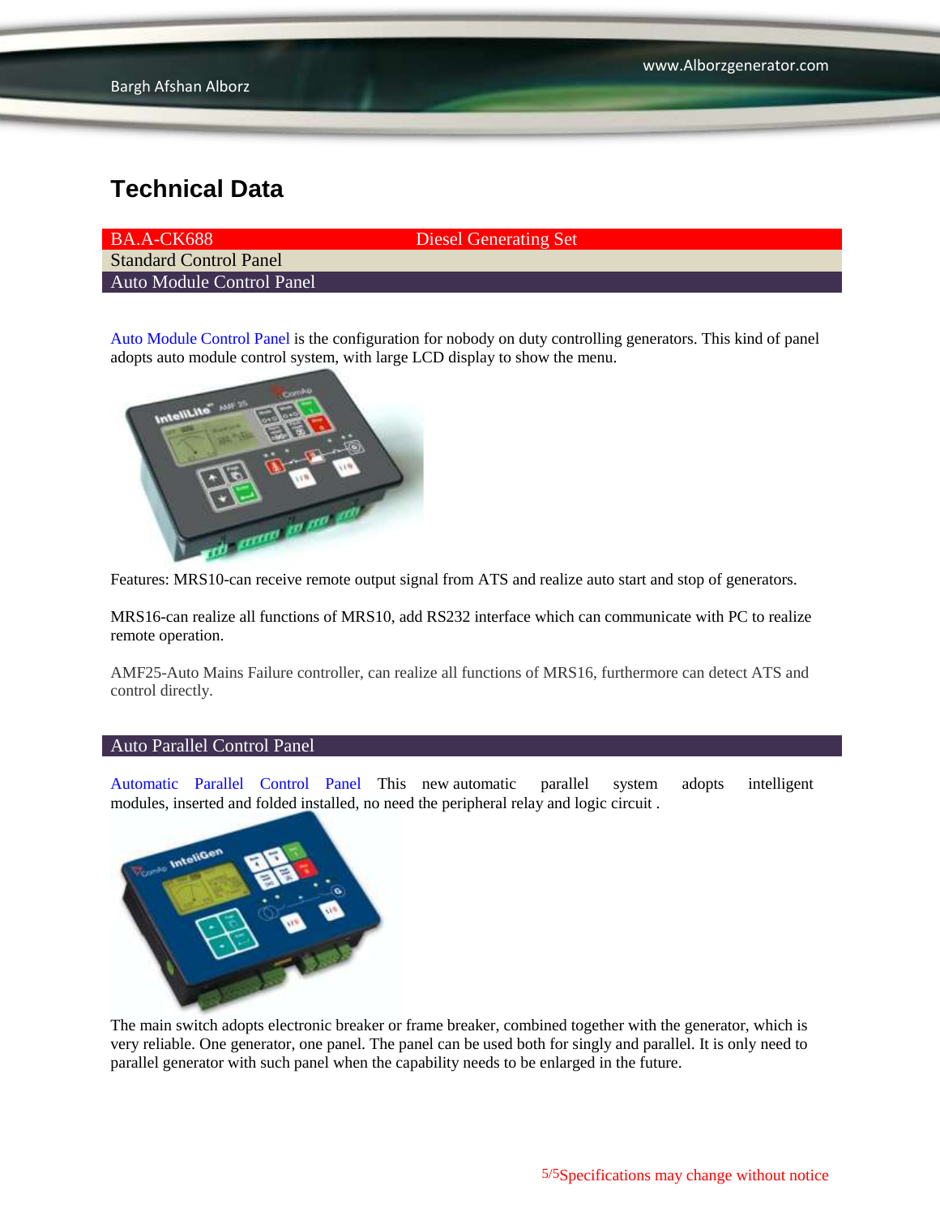## Technical Data

| | |
|---|---|
| BA.A-CK688 | Diesel Generating Set |
| Standard Control Panel | |
| Auto Module Control Panel | |

Auto Module Control Panel is the configuration for nobody on duty controlling generators. This kind of panel adopts auto module control system, with large LCD display to show the menu.

Features: MRS10-can receive remote output signal from ATS and realize auto start and stop of generators.

MRS16-can realize all functions of MRS10, add RS232 interface which can communicate with PC to realize remote operation.

AMF25-Auto Mains Failure controller, can realize all functions of MRS16, furthermore can detect ATS and control directly.

| Auto Parallel Control Panel |
|---|

Automatic Parallel Control Panel This new automatic parallel system adopts intelligent modules, inserted and folded installed, no need the peripheral relay and logic circuit .

The main switch adopts electronic breaker or frame breaker, combined together with the generator, which is very reliable. One generator, one panel. The panel can be used both for singly and parallel. It is only need to parallel generator with such panel when the capability needs to be enlarged in the future.

Specifications may change without notice